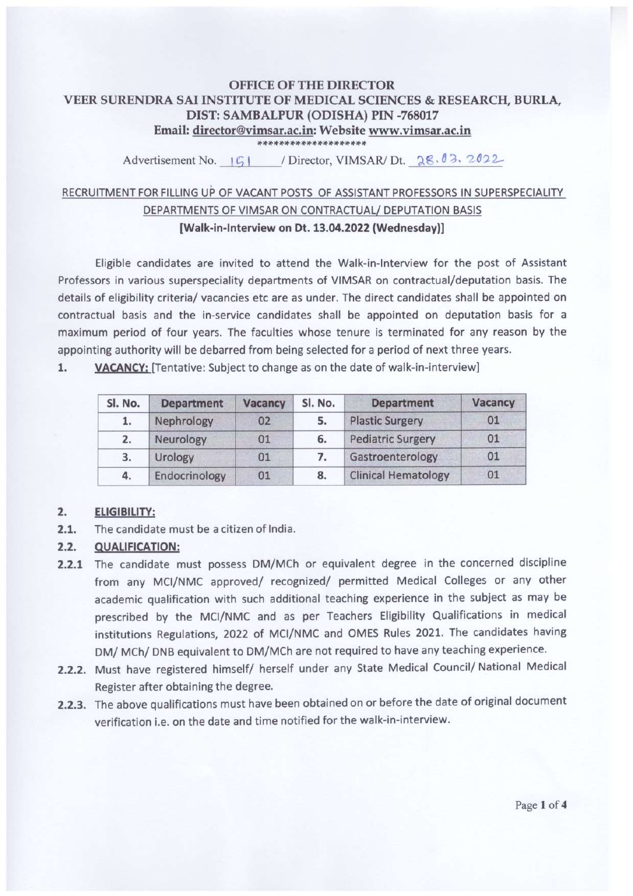# OFFICE OF THE DIRECTOR
# VEER SURENDRA SAI INSTITUTE OF MEDICAL SCIENCES & RESEARCH, BURLA, DIST: SAMBALPUR (ODISHA) PIN -768017

**Email: director@vimsar.ac.in: Website www.vimsar.ac.in**

********************

Advertisement No. 151 / Director, VIMSAR/ Dt. 28.03.2022

## RECRUITMENT FOR FILLING UP OF VACANT POSTS OF ASSISTANT PROFESSORS IN SUPERSPECIALITY DEPARTMENTS OF VIMSAR ON CONTRACTUAL/ DEPUTATION BASIS

**[Walk-in-Interview on Dt. 13.04.2022 (Wednesday)]**

Eligible candidates are invited to attend the Walk-in-Interview for the post of Assistant Professors in various superspeciality departments of VIMSAR on contractual/deputation basis. The details of eligibility criteria/ vacancies etc are as under. The direct candidates shall be appointed on contractual basis and the in-service candidates shall be appointed on deputation basis for a maximum period of four years. The faculties whose tenure is terminated for any reason by the appointing authority will be debarred from being selected for a period of next three years.

**1. VACANCY:** [Tentative: Subject to change as on the date of walk-in-interview]

| Sl. No. | Department | Vacancy | Sl. No. | Department | Vacancy |
|---|---|---|---|---|---|
| 1. | Nephrology | 02 | 5. | Plastic Surgery | 01 |
| 2. | Neurology | 01 | 6. | Pediatric Surgery | 01 |
| 3. | Urology | 01 | 7. | Gastroenterology | 01 |
| 4. | Endocrinology | 01 | 8. | Clinical Hematology | 01 |

**2. ELIGIBILITY:**

**2.1.** The candidate must be a citizen of India.

**2.2. QUALIFICATION:**

**2.2.1** The candidate must possess DM/MCh or equivalent degree in the concerned discipline from any MCI/NMC approved/ recognized/ permitted Medical Colleges or any other academic qualification with such additional teaching experience in the subject as may be prescribed by the MCI/NMC and as per Teachers Eligibility Qualifications in medical institutions Regulations, 2022 of MCI/NMC and OMES Rules 2021. The candidates having DM/ MCh/ DNB equivalent to DM/MCh are not required to have any teaching experience.

**2.2.2.** Must have registered himself/ herself under any State Medical Council/ National Medical Register after obtaining the degree.

**2.2.3.** The above qualifications must have been obtained on or before the date of original document verification i.e. on the date and time notified for the walk-in-interview.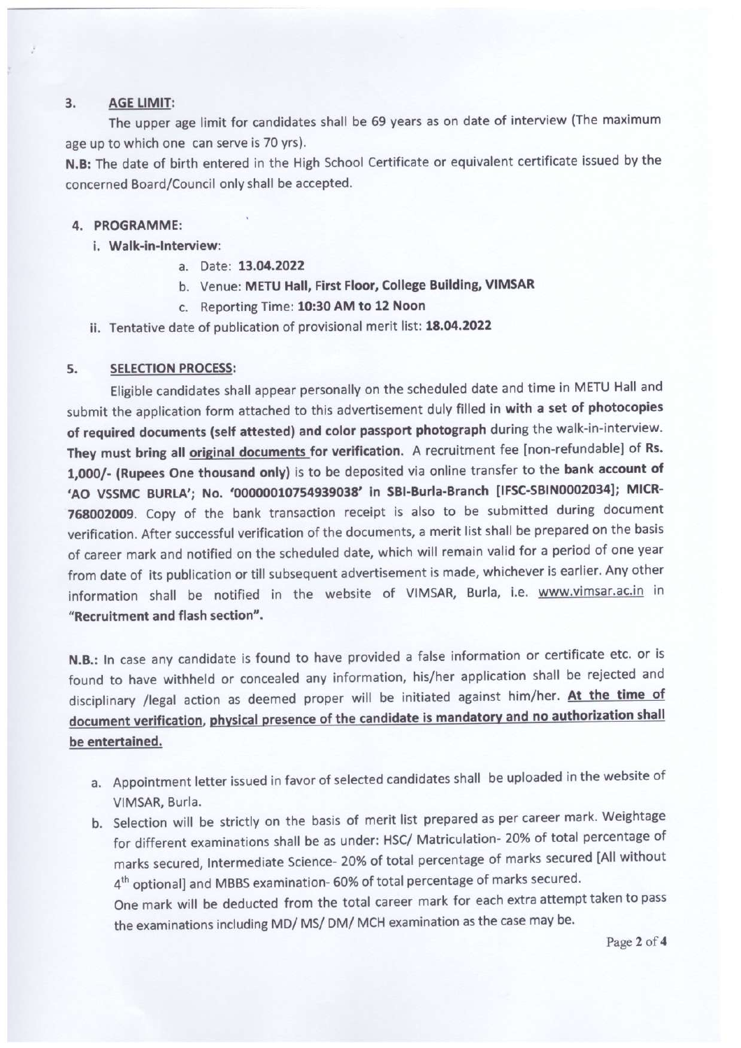3. **AGE LIMIT:**

The upper age limit for candidates shall be 69 years as on date of interview (The maximum age up to which one can serve is 70 yrs).

**N.B:** The date of birth entered in the High School Certificate or equivalent certificate issued by the concerned Board/Council only shall be accepted.

4. **PROGRAMME:**

   i. **Walk-in-Interview:**

      a. Date: **13.04.2022**

      b. Venue: **METU Hall, First Floor, College Building, VIMSAR**

      c. Reporting Time: **10:30 AM to 12 Noon**

   ii. Tentative date of publication of provisional merit list: **18.04.2022**

5. **SELECTION PROCESS:**

Eligible candidates shall appear personally on the scheduled date and time in METU Hall and submit the application form attached to this advertisement duly filled in **with a set of photocopies of required documents (self attested) and color passport photograph** during the walk-in-interview. **They must bring all original documents for verification.** A recruitment fee [non-refundable] of **Rs. 1,000/- (Rupees One thousand only)** is to be deposited via online transfer to the **bank account of 'AO VSSMC BURLA'; No. '00000010754939038' in SBI-Burla-Branch [IFSC-SBIN0002034]; MICR-768002009**. Copy of the bank transaction receipt is also to be submitted during document verification. After successful verification of the documents, a merit list shall be prepared on the basis of career mark and notified on the scheduled date, which will remain valid for a period of one year from date of its publication or till subsequent advertisement is made, whichever is earlier. Any other information shall be notified in the website of VIMSAR, Burla, i.e. www.vimsar.ac.in in **"Recruitment and flash section".**

**N.B.:** In case any candidate is found to have provided a false information or certificate etc. or is found to have withheld or concealed any information, his/her application shall be rejected and disciplinary /legal action as deemed proper will be initiated against him/her. **At the time of document verification, physical presence of the candidate is mandatory and no authorization shall be entertained.**

a. Appointment letter issued in favor of selected candidates shall be uploaded in the website of VIMSAR, Burla.

b. Selection will be strictly on the basis of merit list prepared as per career mark. Weightage for different examinations shall be as under: HSC/ Matriculation- 20% of total percentage of marks secured, Intermediate Science- 20% of total percentage of marks secured [All without 4th optional] and MBBS examination- 60% of total percentage of marks secured.

   One mark will be deducted from the total career mark for each extra attempt taken to pass the examinations including MD/ MS/ DM/ MCH examination as the case may be.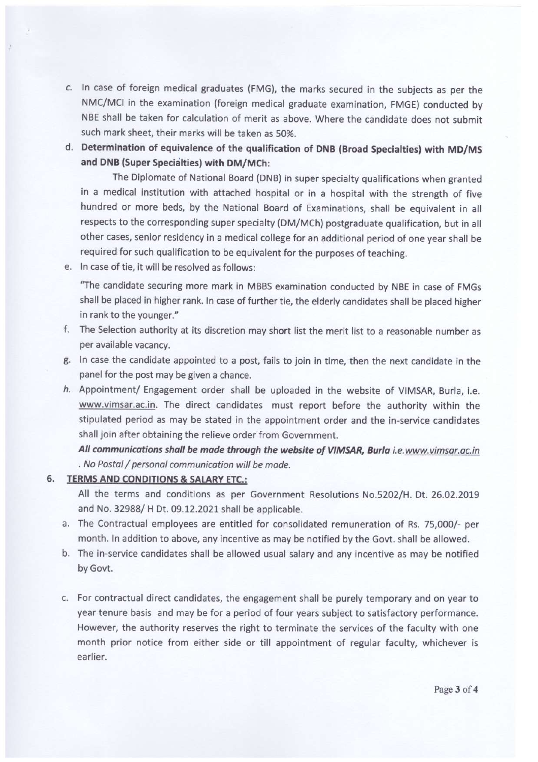c. In case of foreign medical graduates (FMG), the marks secured in the subjects as per the NMC/MCI in the examination (foreign medical graduate examination, FMGE) conducted by NBE shall be taken for calculation of merit as above. Where the candidate does not submit such mark sheet, their marks will be taken as 50%.

d. **Determination of equivalence of the qualification of DNB (Broad Specialties) with MD/MS and DNB (Super Specialties) with DM/MCh:**

   The Diplomate of National Board (DNB) in super specialty qualifications when granted in a medical institution with attached hospital or in a hospital with the strength of five hundred or more beds, by the National Board of Examinations, shall be equivalent in all respects to the corresponding super specialty (DM/MCh) postgraduate qualification, but in all other cases, senior residency in a medical college for an additional period of one year shall be required for such qualification to be equivalent for the purposes of teaching.

e. In case of tie, it will be resolved as follows:

   "The candidate securing more mark in MBBS examination conducted by NBE in case of FMGs shall be placed in higher rank. In case of further tie, the elderly candidates shall be placed higher in rank to the younger."

f. The Selection authority at its discretion may short list the merit list to a reasonable number as per available vacancy.

g. In case the candidate appointed to a post, fails to join in time, then the next candidate in the panel for the post may be given a chance.

h. Appointment/ Engagement order shall be uploaded in the website of VIMSAR, Burla, i.e. www.vimsar.ac.in. The direct candidates must report before the authority within the stipulated period as may be stated in the appointment order and the in-service candidates shall join after obtaining the relieve order from Government.

   ***All communications shall be made through the website of VIMSAR, Burla** i.e. www.vimsar.ac.in . No Postal / personal communication will be made.*

6. **TERMS AND CONDITIONS & SALARY ETC.:**

   All the terms and conditions as per Government Resolutions No.5202/H. Dt. 26.02.2019 and No. 32988/ H Dt. 09.12.2021 shall be applicable.

   a. The Contractual employees are entitled for consolidated remuneration of Rs. 75,000/- per month. In addition to above, any incentive as may be notified by the Govt. shall be allowed.

   b. The in-service candidates shall be allowed usual salary and any incentive as may be notified by Govt.

   c. For contractual direct candidates, the engagement shall be purely temporary and on year to year tenure basis and may be for a period of four years subject to satisfactory performance. However, the authority reserves the right to terminate the services of the faculty with one month prior notice from either side or till appointment of regular faculty, whichever is earlier.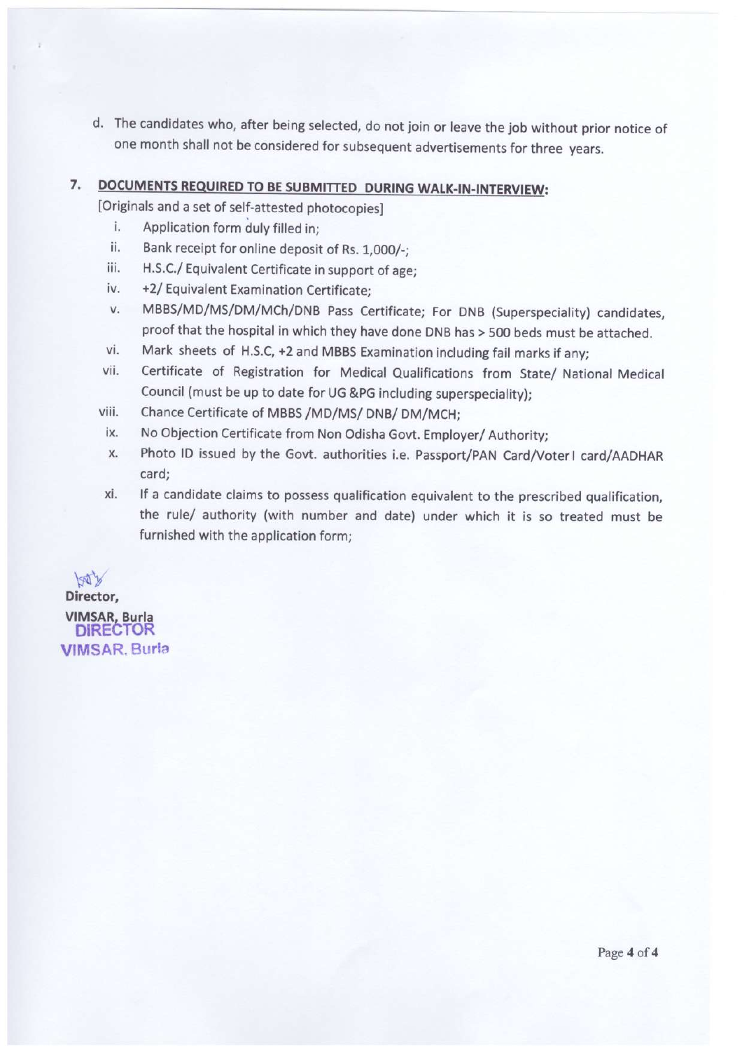d. The candidates who, after being selected, do not join or leave the job without prior notice of one month shall not be considered for subsequent advertisements for three years.

7. **DOCUMENTS REQUIRED TO BE SUBMITTED DURING WALK-IN-INTERVIEW:**

[Originals and a set of self-attested photocopies]

i. Application form duly filled in;
ii. Bank receipt for online deposit of Rs. 1,000/-;
iii. H.S.C./ Equivalent Certificate in support of age;
iv. +2/ Equivalent Examination Certificate;
v. MBBS/MD/MS/DM/MCh/DNB Pass Certificate; For DNB (Superspeciality) candidates, proof that the hospital in which they have done DNB has > 500 beds must be attached.
vi. Mark sheets of H.S.C, +2 and MBBS Examination including fail marks if any;
vii. Certificate of Registration for Medical Qualifications from State/ National Medical Council (must be up to date for UG &PG including superspeciality);
viii. Chance Certificate of MBBS /MD/MS/ DNB/ DM/MCH;
ix. No Objection Certificate from Non Odisha Govt. Employer/ Authority;
x. Photo ID issued by the Govt. authorities i.e. Passport/PAN Card/Voter I card/AADHAR card;
xi. If a candidate claims to possess qualification equivalent to the prescribed qualification, the rule/ authority (with number and date) under which it is so treated must be furnished with the application form;

Director,
VIMSAR, Burla
DIRECTOR
VIMSAR, Burla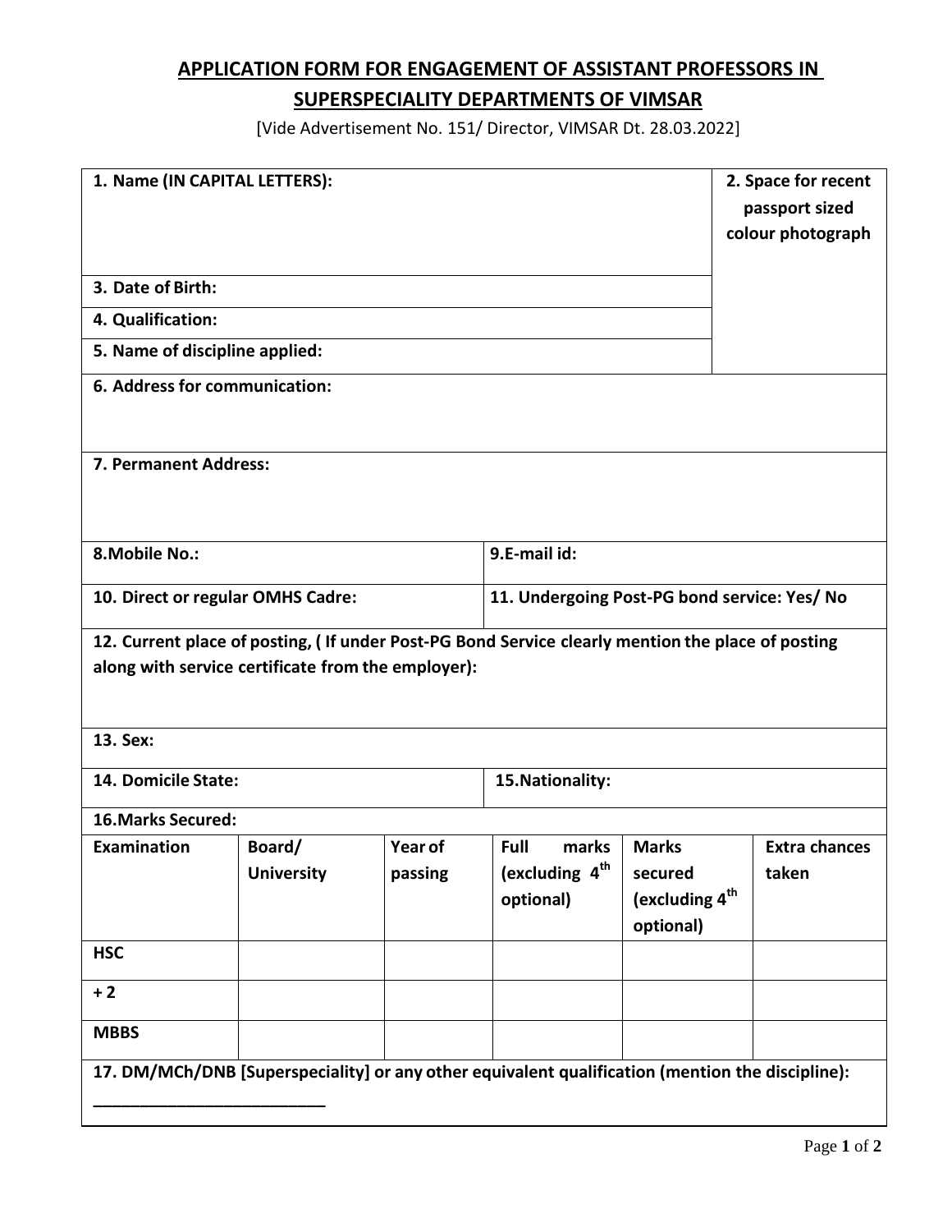## APPLICATION FORM FOR ENGAGEMENT OF ASSISTANT PROFESSORS IN SUPERSPECIALITY DEPARTMENTS OF VIMSAR

[Vide Advertisement No. 151/ Director, VIMSAR Dt. 28.03.2022]

**1. Name (IN CAPITAL LETTERS):**

**2. Space for recent passport sized colour photograph**

**3. Date of Birth:**

**4. Qualification:**

**5. Name of discipline applied:**

**6. Address for communication:**

**7. Permanent Address:**

**8.Mobile No.:**

**9.E-mail id:**

**10. Direct or regular OMHS Cadre:**

**11. Undergoing Post-PG bond service: Yes/ No**

**12. Current place of posting, ( If under Post-PG Bond Service clearly mention the place of posting along with service certificate from the employer):**

**13. Sex:**

**14. Domicile State:**

**15.Nationality:**

**16.Marks Secured:**

| Examination | Board/ University | Year of passing | Full marks (excluding 4th optional) | Marks secured (excluding 4th optional) | Extra chances taken |
|---|---|---|---|---|---|
| HSC | | | | | |
| + 2 | | | | | |
| MBBS | | | | | |

**17. DM/MCh/DNB [Superspeciality] or any other equivalent qualification (mention the discipline):**

__________________________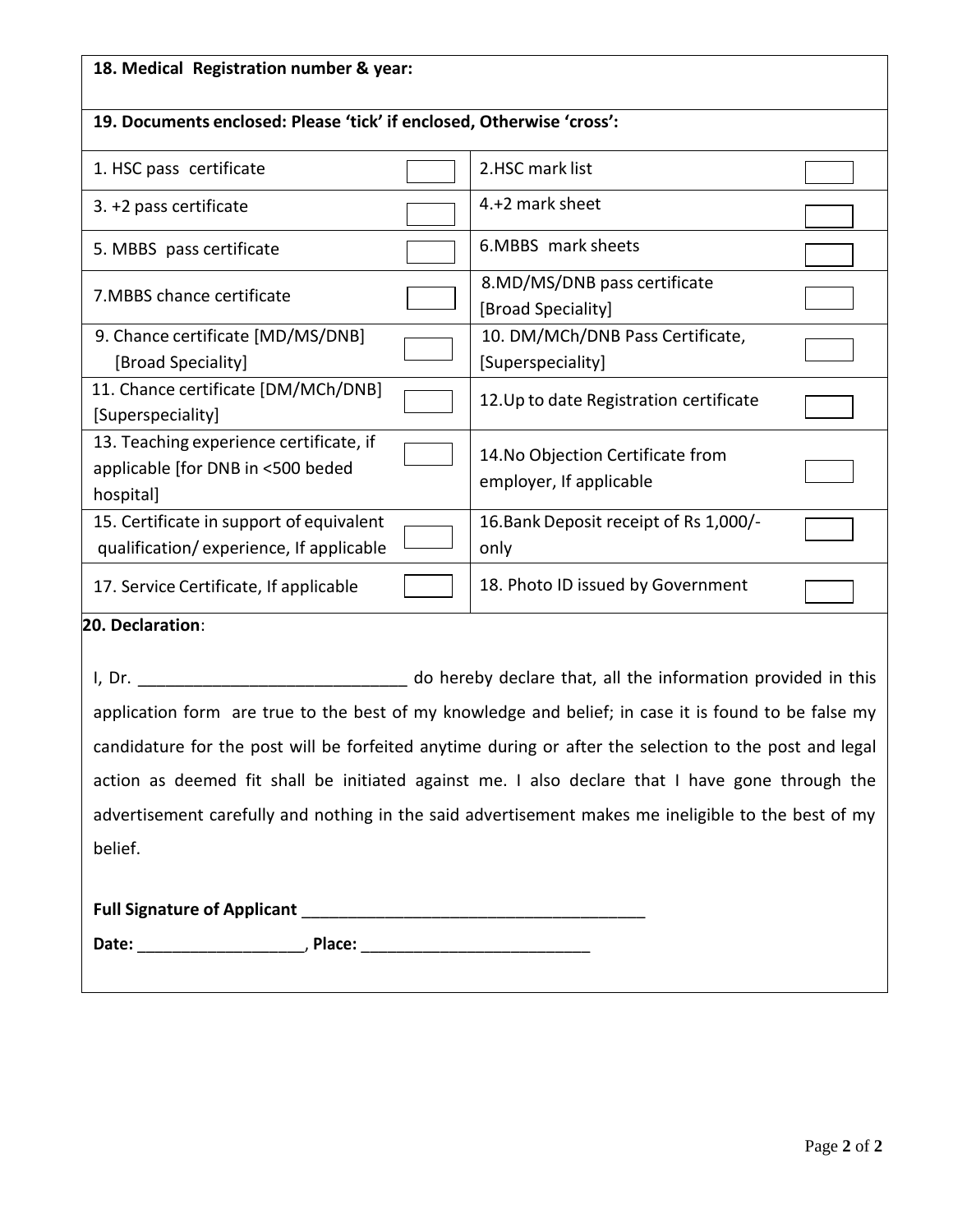**18. Medical Registration number & year:**

**19. Documents enclosed: Please 'tick' if enclosed, Otherwise 'cross':**

| | | | |
|---|---|---|---|
| 1. HSC pass certificate | ☐ | 2.HSC mark list | ☐ |
| 3. +2 pass certificate | ☐ | 4.+2 mark sheet | ☐ |
| 5. MBBS pass certificate | ☐ | 6.MBBS mark sheets | ☐ |
| 7.MBBS chance certificate | ☐ | 8.MD/MS/DNB pass certificate [Broad Speciality] | ☐ |
| 9. Chance certificate [MD/MS/DNB] [Broad Speciality] | ☐ | 10. DM/MCh/DNB Pass Certificate, [Superspeciality] | ☐ |
| 11. Chance certificate [DM/MCh/DNB] [Superspeciality] | ☐ | 12.Up to date Registration certificate | ☐ |
| 13. Teaching experience certificate, if applicable [for DNB in <500 beded hospital] | ☐ | 14.No Objection Certificate from employer, If applicable | ☐ |
| 15. Certificate in support of equivalent qualification/ experience, If applicable | ☐ | 16.Bank Deposit receipt of Rs 1,000/- only | ☐ |
| 17. Service Certificate, If applicable | ☐ | 18. Photo ID issued by Government | ☐ |

**20. Declaration**:

I, Dr. ____________________________ do hereby declare that, all the information provided in this application form are true to the best of my knowledge and belief; in case it is found to be false my candidature for the post will be forfeited anytime during or after the selection to the post and legal action as deemed fit shall be initiated against me. I also declare that I have gone through the advertisement carefully and nothing in the said advertisement makes me ineligible to the best of my belief.

**Full Signature of Applicant** ____________________________________

**Date:** __________________, **Place:** ________________________